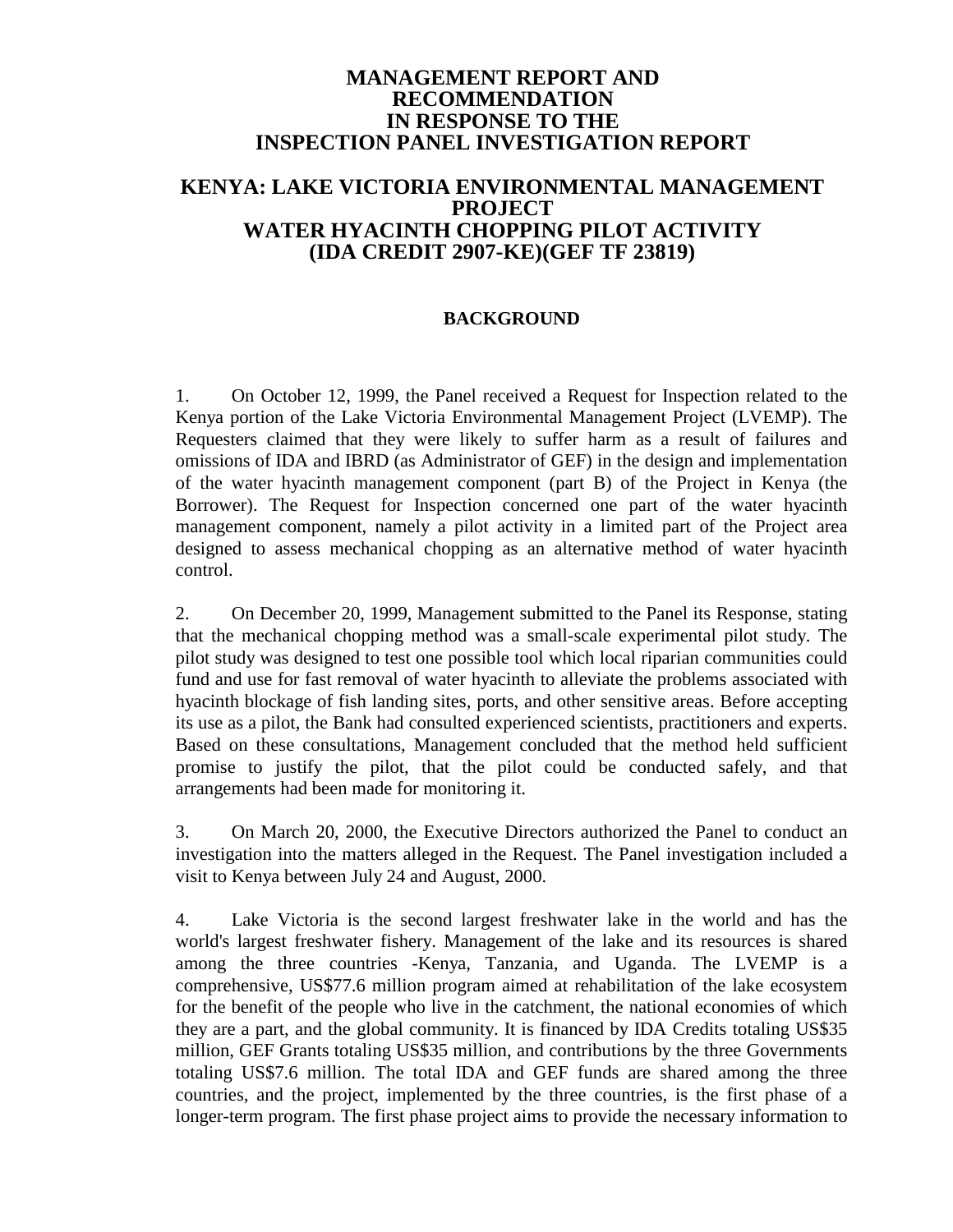# MANAGEMENT REPORT AND RECOMMENDATION IN RESPONSE TO THE INSPECTION PANEL INVESTIGATION REPORT

# KENYA: LAKE VICTORIA ENVIRONMENTAL MANAGEMENT PROJECT WATER HYACINTH CHOPPING PILOT ACTIVITY (IDA CREDIT 2907-KE)(GEF TF 23819)

## BACKGROUND

1. On October 12, 1999, the Panel received a Request for Inspection related to the Kenya portion of the Lake Victoria Environmental Management Project (LVEMP). The Requesters claimed that they were likely to suffer harm as a result of failures and omissions of IDA and IBRD (as Administrator of GEF) in the design and implementation of the water hyacinth management component (part B) of the Project in Kenya (the Borrower). The Request for Inspection concerned one part of the water hyacinth management component, namely a pilot activity in a limited part of the Project area designed to assess mechanical chopping as an alternative method of water hyacinth control.

2. On December 20, 1999, Management submitted to the Panel its Response, stating that the mechanical chopping method was a small-scale experimental pilot study. The pilot study was designed to test one possible tool which local riparian communities could fund and use for fast removal of water hyacinth to alleviate the problems associated with hyacinth blockage of fish landing sites, ports, and other sensitive areas. Before accepting its use as a pilot, the Bank had consulted experienced scientists, practitioners and experts. Based on these consultations, Management concluded that the method held sufficient promise to justify the pilot, that the pilot could be conducted safely, and that arrangements had been made for monitoring it.

3. On March 20, 2000, the Executive Directors authorized the Panel to conduct an investigation into the matters alleged in the Request. The Panel investigation included a visit to Kenya between July 24 and August, 2000.

4. Lake Victoria is the second largest freshwater lake in the world and has the world's largest freshwater fishery. Management of the lake and its resources is shared among the three countries -Kenya, Tanzania, and Uganda. The LVEMP is a comprehensive, US$77.6 million program aimed at rehabilitation of the lake ecosystem for the benefit of the people who live in the catchment, the national economies of which they are a part, and the global community. It is financed by IDA Credits totaling US$35 million, GEF Grants totaling US$35 million, and contributions by the three Governments totaling US$7.6 million. The total IDA and GEF funds are shared among the three countries, and the project, implemented by the three countries, is the first phase of a longer-term program. The first phase project aims to provide the necessary information to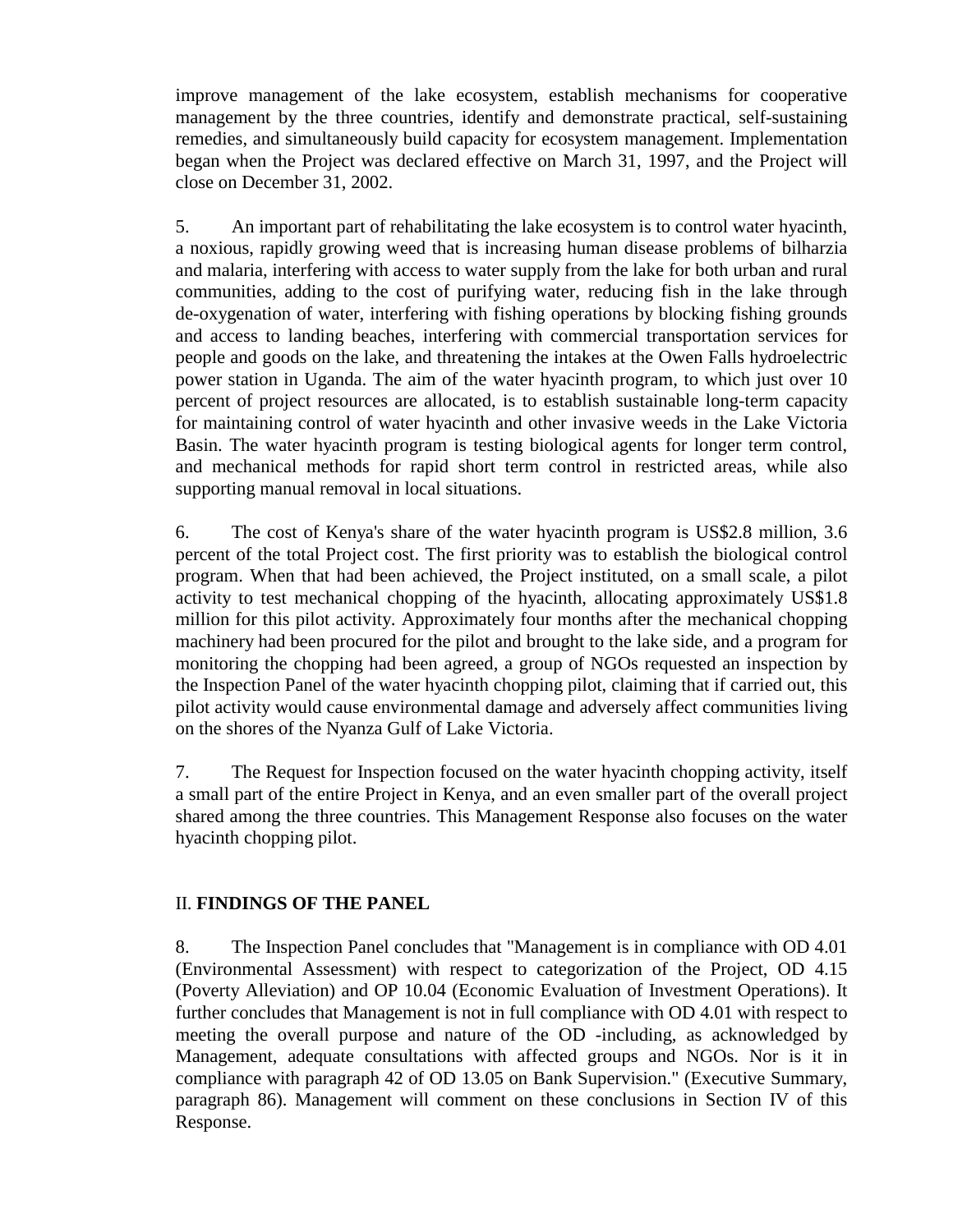improve management of the lake ecosystem, establish mechanisms for cooperative management by the three countries, identify and demonstrate practical, self-sustaining remedies, and simultaneously build capacity for ecosystem management. Implementation began when the Project was declared effective on March 31, 1997, and the Project will close on December 31, 2002.

5. An important part of rehabilitating the lake ecosystem is to control water hyacinth, a noxious, rapidly growing weed that is increasing human disease problems of bilharzia and malaria, interfering with access to water supply from the lake for both urban and rural communities, adding to the cost of purifying water, reducing fish in the lake through de-oxygenation of water, interfering with fishing operations by blocking fishing grounds and access to landing beaches, interfering with commercial transportation services for people and goods on the lake, and threatening the intakes at the Owen Falls hydroelectric power station in Uganda. The aim of the water hyacinth program, to which just over 10 percent of project resources are allocated, is to establish sustainable long-term capacity for maintaining control of water hyacinth and other invasive weeds in the Lake Victoria Basin. The water hyacinth program is testing biological agents for longer term control, and mechanical methods for rapid short term control in restricted areas, while also supporting manual removal in local situations.

6. The cost of Kenya's share of the water hyacinth program is US$2.8 million, 3.6 percent of the total Project cost. The first priority was to establish the biological control program. When that had been achieved, the Project instituted, on a small scale, a pilot activity to test mechanical chopping of the hyacinth, allocating approximately US$1.8 million for this pilot activity. Approximately four months after the mechanical chopping machinery had been procured for the pilot and brought to the lake side, and a program for monitoring the chopping had been agreed, a group of NGOs requested an inspection by the Inspection Panel of the water hyacinth chopping pilot, claiming that if carried out, this pilot activity would cause environmental damage and adversely affect communities living on the shores of the Nyanza Gulf of Lake Victoria.

7. The Request for Inspection focused on the water hyacinth chopping activity, itself a small part of the entire Project in Kenya, and an even smaller part of the overall project shared among the three countries. This Management Response also focuses on the water hyacinth chopping pilot.

## II. **FINDINGS OF THE PANEL**

8. The Inspection Panel concludes that "Management is in compliance with OD 4.01 (Environmental Assessment) with respect to categorization of the Project, OD 4.15 (Poverty Alleviation) and OP 10.04 (Economic Evaluation of Investment Operations). It further concludes that Management is not in full compliance with OD 4.01 with respect to meeting the overall purpose and nature of the OD -including, as acknowledged by Management, adequate consultations with affected groups and NGOs. Nor is it in compliance with paragraph 42 of OD 13.05 on Bank Supervision." (Executive Summary, paragraph 86). Management will comment on these conclusions in Section IV of this Response.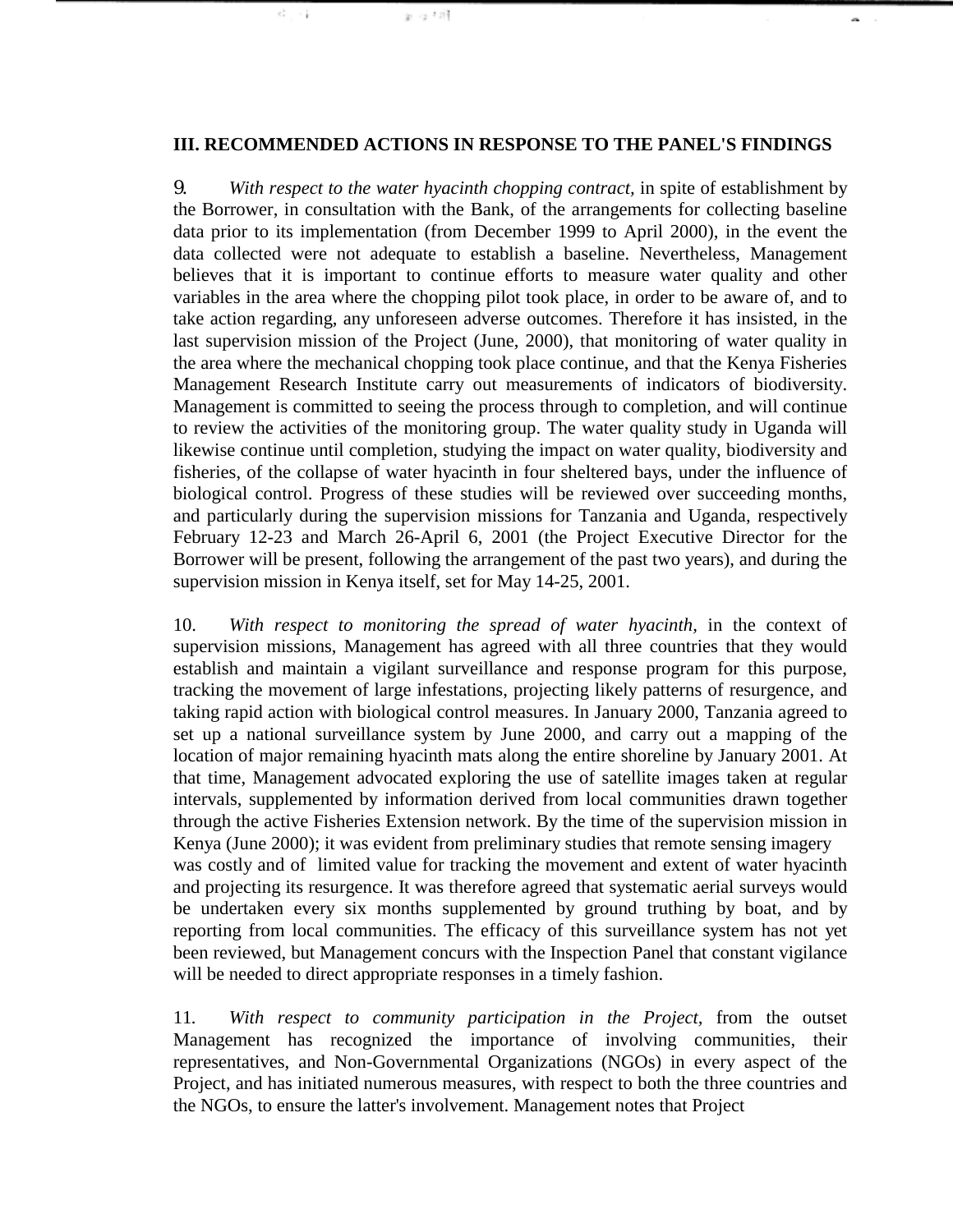**III. RECOMMENDED ACTIONS IN RESPONSE TO THE PANEL'S FINDINGS**

9. *With respect to the water hyacinth chopping contract*, in spite of establishment by the Borrower, in consultation with the Bank, of the arrangements for collecting baseline data prior to its implementation (from December 1999 to April 2000), in the event the data collected were not adequate to establish a baseline. Nevertheless, Management believes that it is important to continue efforts to measure water quality and other variables in the area where the chopping pilot took place, in order to be aware of, and to take action regarding, any unforeseen adverse outcomes. Therefore it has insisted, in the last supervision mission of the Project (June, 2000), that monitoring of water quality in the area where the mechanical chopping took place continue, and that the Kenya Fisheries Management Research Institute carry out measurements of indicators of biodiversity. Management is committed to seeing the process through to completion, and will continue to review the activities of the monitoring group. The water quality study in Uganda will likewise continue until completion, studying the impact on water quality, biodiversity and fisheries, of the collapse of water hyacinth in four sheltered bays, under the influence of biological control. Progress of these studies will be reviewed over succeeding months, and particularly during the supervision missions for Tanzania and Uganda, respectively February 12-23 and March 26-April 6, 2001 (the Project Executive Director for the Borrower will be present, following the arrangement of the past two years), and during the supervision mission in Kenya itself, set for May 14-25, 2001.

10. *With respect to monitoring the spread of water hyacinth*, in the context of supervision missions, Management has agreed with all three countries that they would establish and maintain a vigilant surveillance and response program for this purpose, tracking the movement of large infestations, projecting likely patterns of resurgence, and taking rapid action with biological control measures. In January 2000, Tanzania agreed to set up a national surveillance system by June 2000, and carry out a mapping of the location of major remaining hyacinth mats along the entire shoreline by January 2001. At that time, Management advocated exploring the use of satellite images taken at regular intervals, supplemented by information derived from local communities drawn together through the active Fisheries Extension network. By the time of the supervision mission in Kenya (June 2000); it was evident from preliminary studies that remote sensing imagery was costly and of limited value for tracking the movement and extent of water hyacinth and projecting its resurgence. It was therefore agreed that systematic aerial surveys would be undertaken every six months supplemented by ground truthing by boat, and by reporting from local communities. The efficacy of this surveillance system has not yet been reviewed, but Management concurs with the Inspection Panel that constant vigilance will be needed to direct appropriate responses in a timely fashion.

11. *With respect to community participation in the Project*, from the outset Management has recognized the importance of involving communities, their representatives, and Non-Governmental Organizations (NGOs) in every aspect of the Project, and has initiated numerous measures, with respect to both the three countries and the NGOs, to ensure the latter's involvement. Management notes that Project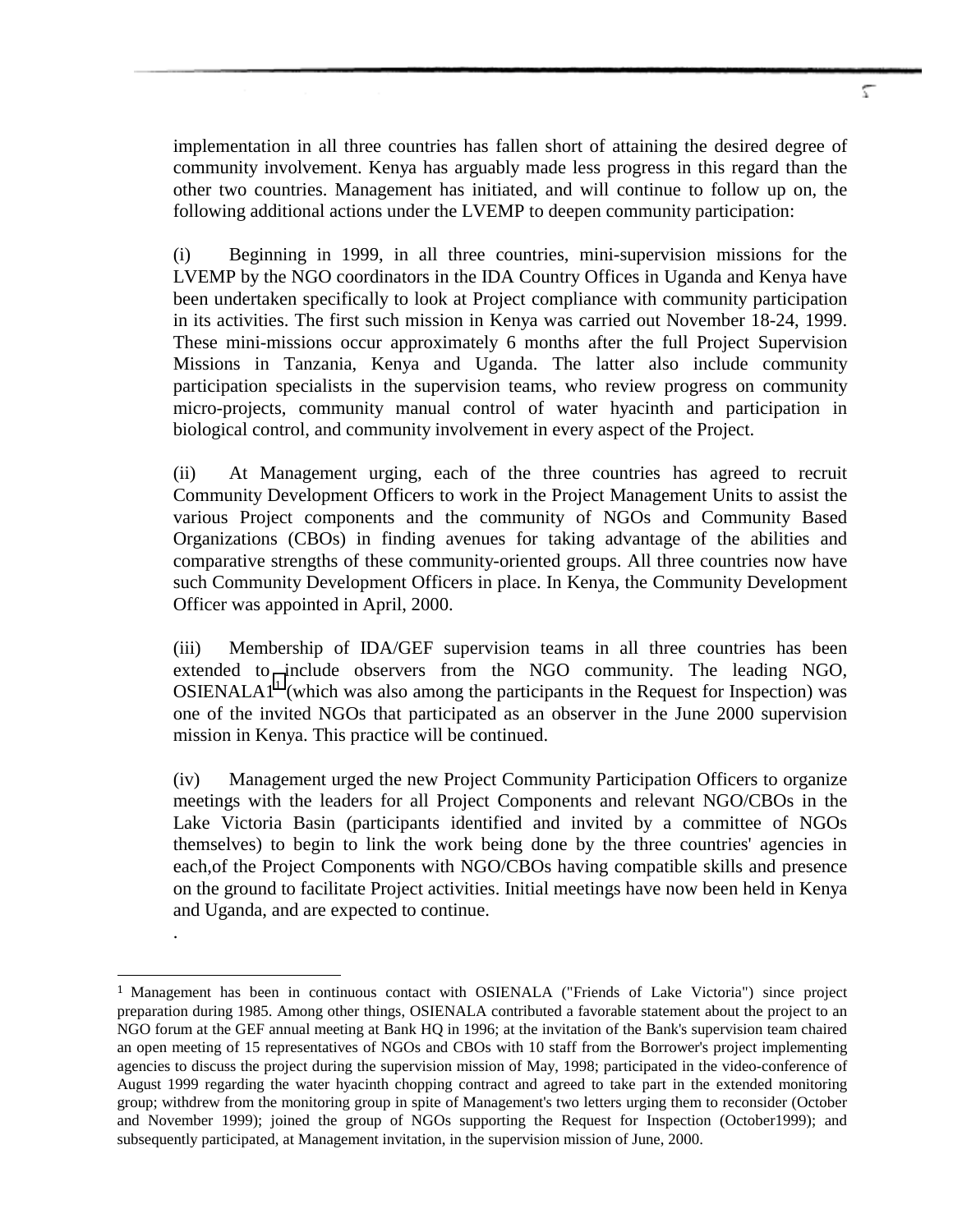implementation in all three countries has fallen short of attaining the desired degree of community involvement. Kenya has arguably made less progress in this regard than the other two countries. Management has initiated, and will continue to follow up on, the following additional actions under the LVEMP to deepen community participation:

(i) Beginning in 1999, in all three countries, mini-supervision missions for the LVEMP by the NGO coordinators in the IDA Country Offices in Uganda and Kenya have been undertaken specifically to look at Project compliance with community participation in its activities. The first such mission in Kenya was carried out November 18-24, 1999. These mini-missions occur approximately 6 months after the full Project Supervision Missions in Tanzania, Kenya and Uganda. The latter also include community participation specialists in the supervision teams, who review progress on community micro-projects, community manual control of water hyacinth and participation in biological control, and community involvement in every aspect of the Project.

(ii) At Management urging, each of the three countries has agreed to recruit Community Development Officers to work in the Project Management Units to assist the various Project components and the community of NGOs and Community Based Organizations (CBOs) in finding avenues for taking advantage of the abilities and comparative strengths of these community-oriented groups. All three countries now have such Community Development Officers in place. In Kenya, the Community Development Officer was appointed in April, 2000.

(iii) Membership of IDA/GEF supervision teams in all three countries has been extended to include observers from the NGO community. The leading NGO, OSIENALA[1] (which was also among the participants in the Request for Inspection) was one of the invited NGOs that participated as an observer in the June 2000 supervision mission in Kenya. This practice will be continued.

(iv) Management urged the new Project Community Participation Officers to organize meetings with the leaders for all Project Components and relevant NGO/CBOs in the Lake Victoria Basin (participants identified and invited by a committee of NGOs themselves) to begin to link the work being done by the three countries' agencies in each,of the Project Components with NGO/CBOs having compatible skills and presence on the ground to facilitate Project activities. Initial meetings have now been held in Kenya and Uganda, and are expected to continue.

.

---

[1] Management has been in continuous contact with OSIENALA ("Friends of Lake Victoria") since project preparation during 1985. Among other things, OSIENALA contributed a favorable statement about the project to an NGO forum at the GEF annual meeting at Bank HQ in 1996; at the invitation of the Bank's supervision team chaired an open meeting of 15 representatives of NGOs and CBOs with 10 staff from the Borrower's project implementing agencies to discuss the project during the supervision mission of May, 1998; participated in the video-conference of August 1999 regarding the water hyacinth chopping contract and agreed to take part in the extended monitoring group; withdrew from the monitoring group in spite of Management's two letters urging them to reconsider (October and November 1999); joined the group of NGOs supporting the Request for Inspection (October1999); and subsequently participated, at Management invitation, in the supervision mission of June, 2000.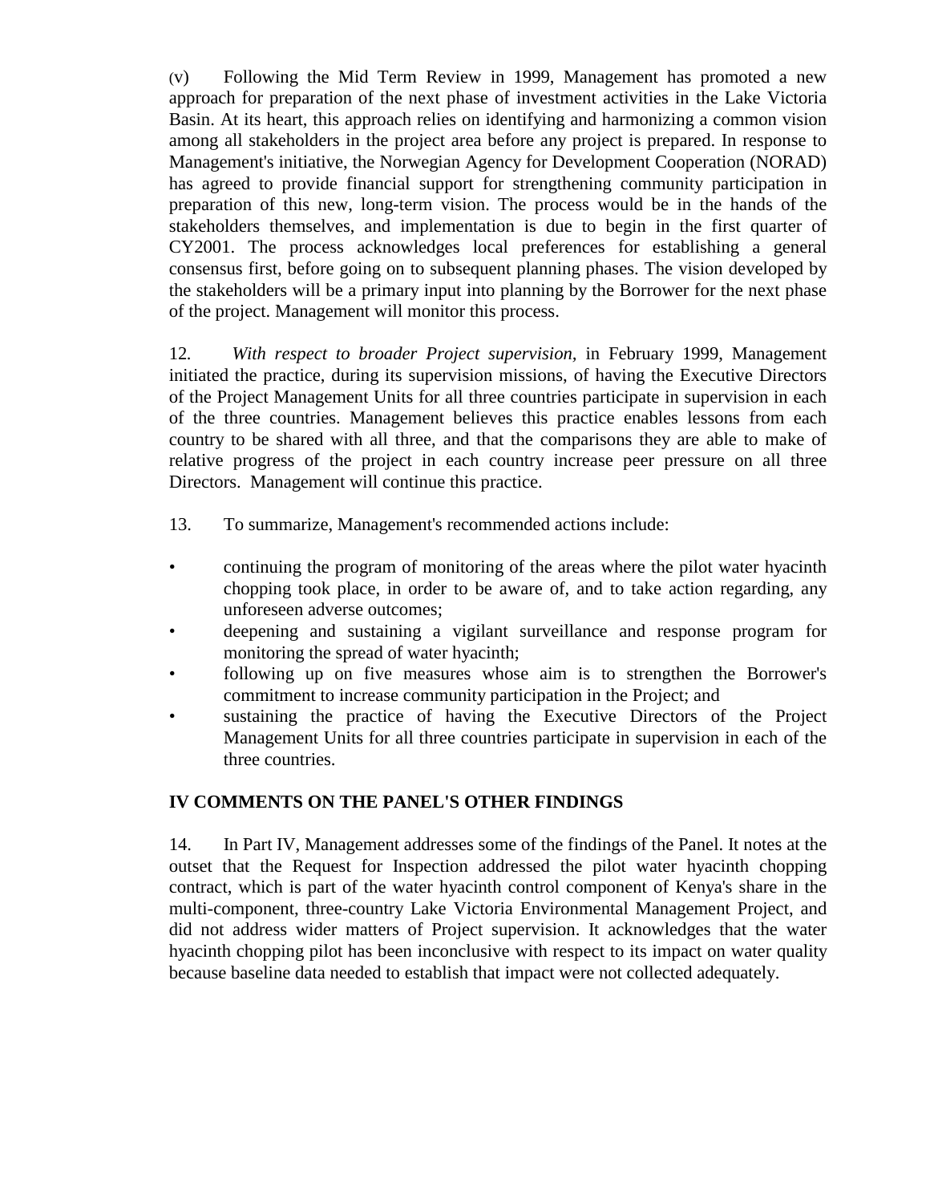(v) Following the Mid Term Review in 1999, Management has promoted a new approach for preparation of the next phase of investment activities in the Lake Victoria Basin. At its heart, this approach relies on identifying and harmonizing a common vision among all stakeholders in the project area before any project is prepared. In response to Management's initiative, the Norwegian Agency for Development Cooperation (NORAD) has agreed to provide financial support for strengthening community participation in preparation of this new, long-term vision. The process would be in the hands of the stakeholders themselves, and implementation is due to begin in the first quarter of CY2001. The process acknowledges local preferences for establishing a general consensus first, before going on to subsequent planning phases. The vision developed by the stakeholders will be a primary input into planning by the Borrower for the next phase of the project. Management will monitor this process.

12. *With respect to broader Project supervision*, in February 1999, Management initiated the practice, during its supervision missions, of having the Executive Directors of the Project Management Units for all three countries participate in supervision in each of the three countries. Management believes this practice enables lessons from each country to be shared with all three, and that the comparisons they are able to make of relative progress of the project in each country increase peer pressure on all three Directors. Management will continue this practice.

13. To summarize, Management's recommended actions include:

- continuing the program of monitoring of the areas where the pilot water hyacinth chopping took place, in order to be aware of, and to take action regarding, any unforeseen adverse outcomes;
- deepening and sustaining a vigilant surveillance and response program for monitoring the spread of water hyacinth;
- following up on five measures whose aim is to strengthen the Borrower's commitment to increase community participation in the Project; and
- sustaining the practice of having the Executive Directors of the Project Management Units for all three countries participate in supervision in each of the three countries.

## IV COMMENTS ON THE PANEL'S OTHER FINDINGS

14. In Part IV, Management addresses some of the findings of the Panel. It notes at the outset that the Request for Inspection addressed the pilot water hyacinth chopping contract, which is part of the water hyacinth control component of Kenya's share in the multi-component, three-country Lake Victoria Environmental Management Project, and did not address wider matters of Project supervision. It acknowledges that the water hyacinth chopping pilot has been inconclusive with respect to its impact on water quality because baseline data needed to establish that impact were not collected adequately.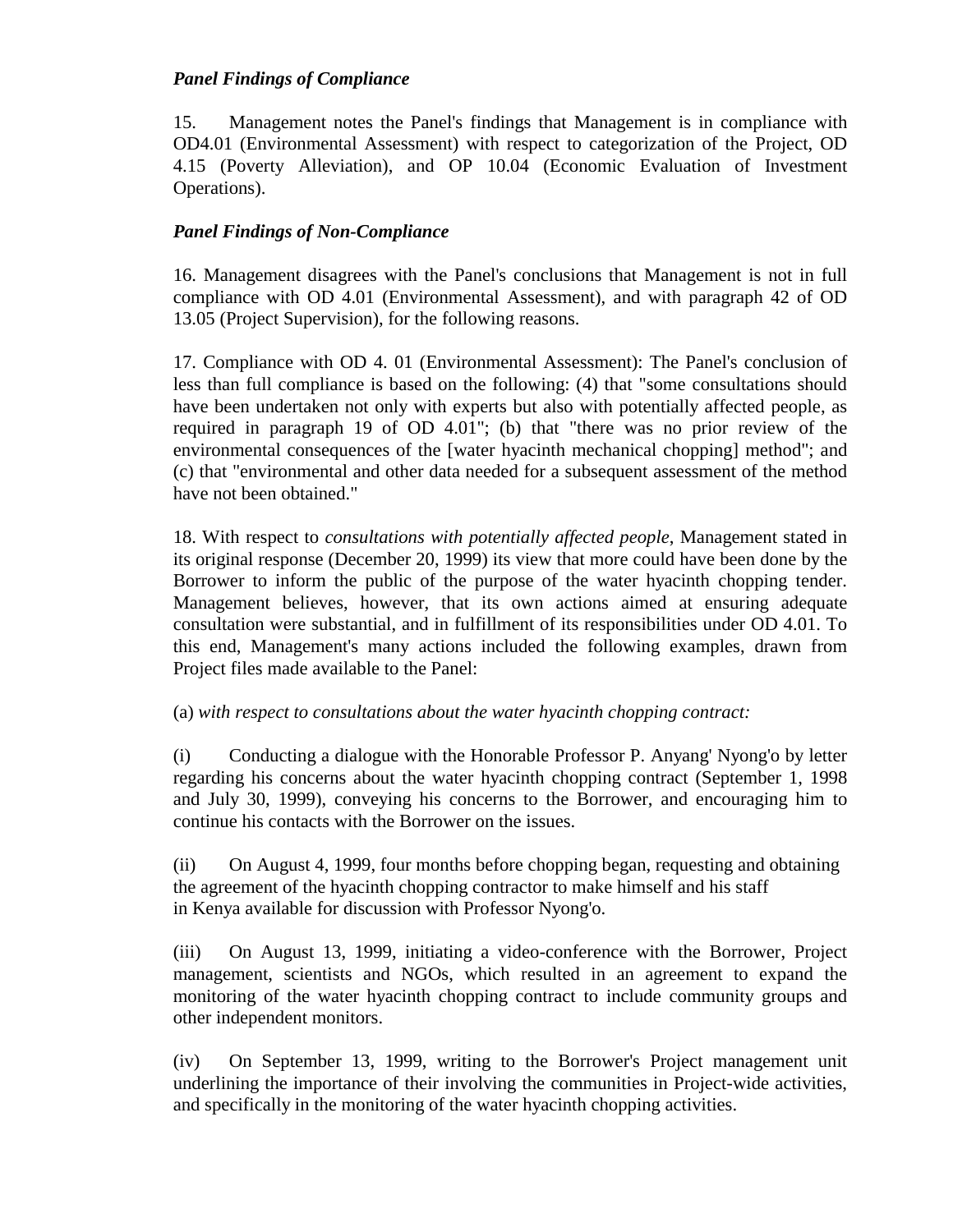***Panel Findings of Compliance***

15. Management notes the Panel's findings that Management is in compliance with OD4.01 (Environmental Assessment) with respect to categorization of the Project, OD 4.15 (Poverty Alleviation), and OP 10.04 (Economic Evaluation of Investment Operations).

***Panel Findings of Non-Compliance***

16. Management disagrees with the Panel's conclusions that Management is not in full compliance with OD 4.01 (Environmental Assessment), and with paragraph 42 of OD 13.05 (Project Supervision), for the following reasons.

17. Compliance with OD 4. 01 (Environmental Assessment): The Panel's conclusion of less than full compliance is based on the following: (4) that "some consultations should have been undertaken not only with experts but also with potentially affected people, as required in paragraph 19 of OD 4.01"; (b) that "there was no prior review of the environmental consequences of the [water hyacinth mechanical chopping] method"; and (c) that "environmental and other data needed for a subsequent assessment of the method have not been obtained."

18. With respect to *consultations with potentially affected people*, Management stated in its original response (December 20, 1999) its view that more could have been done by the Borrower to inform the public of the purpose of the water hyacinth chopping tender. Management believes, however, that its own actions aimed at ensuring adequate consultation were substantial, and in fulfillment of its responsibilities under OD 4.01. To this end, Management's many actions included the following examples, drawn from Project files made available to the Panel:

(a) *with respect to consultations about the water hyacinth chopping contract:*

(i) Conducting a dialogue with the Honorable Professor P. Anyang' Nyong'o by letter regarding his concerns about the water hyacinth chopping contract (September 1, 1998 and July 30, 1999), conveying his concerns to the Borrower, and encouraging him to continue his contacts with the Borrower on the issues.

(ii) On August 4, 1999, four months before chopping began, requesting and obtaining the agreement of the hyacinth chopping contractor to make himself and his staff in Kenya available for discussion with Professor Nyong'o.

(iii) On August 13, 1999, initiating a video-conference with the Borrower, Project management, scientists and NGOs, which resulted in an agreement to expand the monitoring of the water hyacinth chopping contract to include community groups and other independent monitors.

(iv) On September 13, 1999, writing to the Borrower's Project management unit underlining the importance of their involving the communities in Project-wide activities, and specifically in the monitoring of the water hyacinth chopping activities.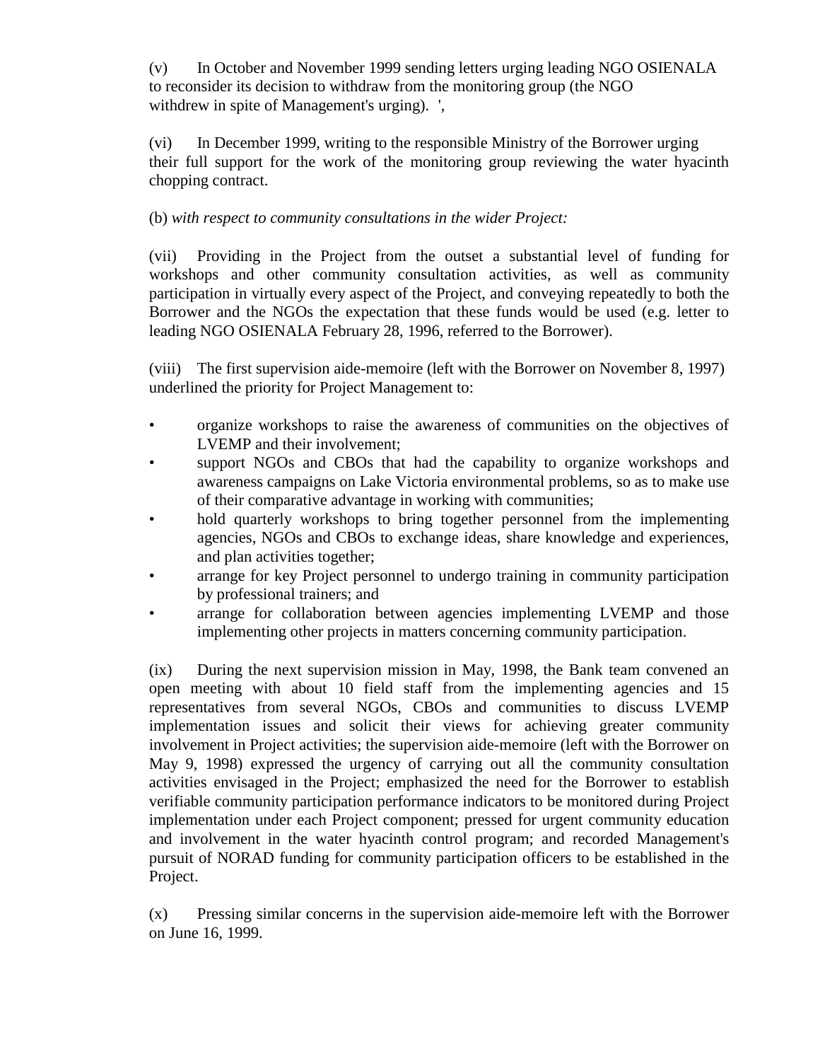(v) In October and November 1999 sending letters urging leading NGO OSIENALA to reconsider its decision to withdraw from the monitoring group (the NGO withdrew in spite of Management's urging). ',

(vi) In December 1999, writing to the responsible Ministry of the Borrower urging their full support for the work of the monitoring group reviewing the water hyacinth chopping contract.

(b) *with respect to community consultations in the wider Project:*

(vii) Providing in the Project from the outset a substantial level of funding for workshops and other community consultation activities, as well as community participation in virtually every aspect of the Project, and conveying repeatedly to both the Borrower and the NGOs the expectation that these funds would be used (e.g. letter to leading NGO OSIENALA February 28, 1996, referred to the Borrower).

(viii) The first supervision aide-memoire (left with the Borrower on November 8, 1997) underlined the priority for Project Management to:

- organize workshops to raise the awareness of communities on the objectives of LVEMP and their involvement;
- support NGOs and CBOs that had the capability to organize workshops and awareness campaigns on Lake Victoria environmental problems, so as to make use of their comparative advantage in working with communities;
- hold quarterly workshops to bring together personnel from the implementing agencies, NGOs and CBOs to exchange ideas, share knowledge and experiences, and plan activities together;
- arrange for key Project personnel to undergo training in community participation by professional trainers; and
- arrange for collaboration between agencies implementing LVEMP and those implementing other projects in matters concerning community participation.

(ix) During the next supervision mission in May, 1998, the Bank team convened an open meeting with about 10 field staff from the implementing agencies and 15 representatives from several NGOs, CBOs and communities to discuss LVEMP implementation issues and solicit their views for achieving greater community involvement in Project activities; the supervision aide-memoire (left with the Borrower on May 9, 1998) expressed the urgency of carrying out all the community consultation activities envisaged in the Project; emphasized the need for the Borrower to establish verifiable community participation performance indicators to be monitored during Project implementation under each Project component; pressed for urgent community education and involvement in the water hyacinth control program; and recorded Management's pursuit of NORAD funding for community participation officers to be established in the Project.

(x) Pressing similar concerns in the supervision aide-memoire left with the Borrower on June 16, 1999.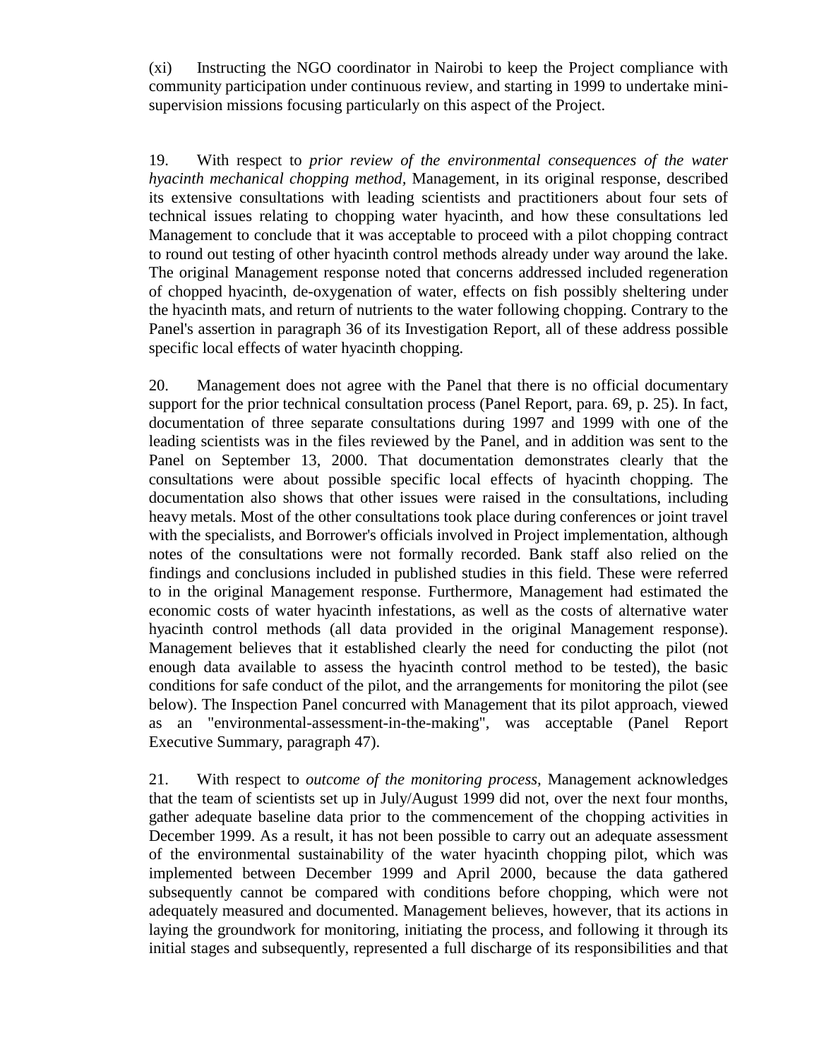(xi) Instructing the NGO coordinator in Nairobi to keep the Project compliance with community participation under continuous review, and starting in 1999 to undertake mini-supervision missions focusing particularly on this aspect of the Project.

19. With respect to *prior review of the environmental consequences of the water hyacinth mechanical chopping method,* Management, in its original response, described its extensive consultations with leading scientists and practitioners about four sets of technical issues relating to chopping water hyacinth, and how these consultations led Management to conclude that it was acceptable to proceed with a pilot chopping contract to round out testing of other hyacinth control methods already under way around the lake. The original Management response noted that concerns addressed included regeneration of chopped hyacinth, de-oxygenation of water, effects on fish possibly sheltering under the hyacinth mats, and return of nutrients to the water following chopping. Contrary to the Panel's assertion in paragraph 36 of its Investigation Report, all of these address possible specific local effects of water hyacinth chopping.

20. Management does not agree with the Panel that there is no official documentary support for the prior technical consultation process (Panel Report, para. 69, p. 25). In fact, documentation of three separate consultations during 1997 and 1999 with one of the leading scientists was in the files reviewed by the Panel, and in addition was sent to the Panel on September 13, 2000. That documentation demonstrates clearly that the consultations were about possible specific local effects of hyacinth chopping. The documentation also shows that other issues were raised in the consultations, including heavy metals. Most of the other consultations took place during conferences or joint travel with the specialists, and Borrower's officials involved in Project implementation, although notes of the consultations were not formally recorded. Bank staff also relied on the findings and conclusions included in published studies in this field. These were referred to in the original Management response. Furthermore, Management had estimated the economic costs of water hyacinth infestations, as well as the costs of alternative water hyacinth control methods (all data provided in the original Management response). Management believes that it established clearly the need for conducting the pilot (not enough data available to assess the hyacinth control method to be tested), the basic conditions for safe conduct of the pilot, and the arrangements for monitoring the pilot (see below). The Inspection Panel concurred with Management that its pilot approach, viewed as an "environmental-assessment-in-the-making", was acceptable (Panel Report Executive Summary, paragraph 47).

21. With respect to *outcome of the monitoring process,* Management acknowledges that the team of scientists set up in July/August 1999 did not, over the next four months, gather adequate baseline data prior to the commencement of the chopping activities in December 1999. As a result, it has not been possible to carry out an adequate assessment of the environmental sustainability of the water hyacinth chopping pilot, which was implemented between December 1999 and April 2000, because the data gathered subsequently cannot be compared with conditions before chopping, which were not adequately measured and documented. Management believes, however, that its actions in laying the groundwork for monitoring, initiating the process, and following it through its initial stages and subsequently, represented a full discharge of its responsibilities and that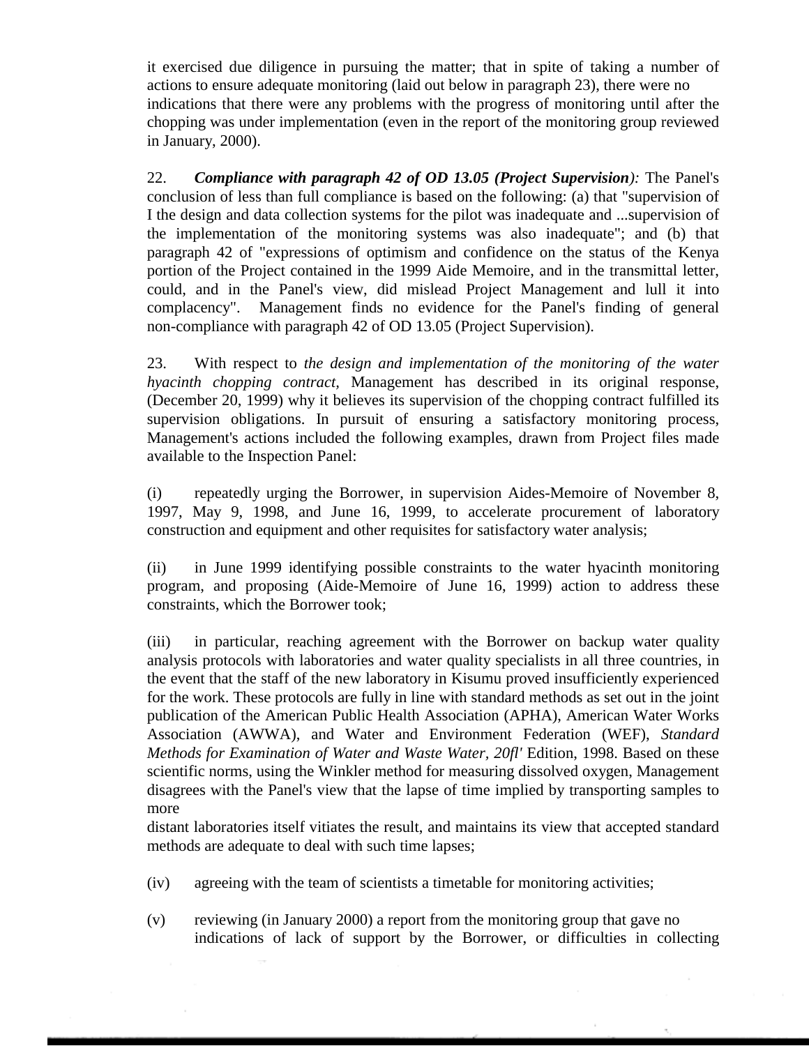it exercised due diligence in pursuing the matter; that in spite of taking a number of actions to ensure adequate monitoring (laid out below in paragraph 23), there were no indications that there were any problems with the progress of monitoring until after the chopping was under implementation (even in the report of the monitoring group reviewed in January, 2000).

22. ***Compliance with paragraph 42 of OD 13.05 (Project Supervision)****:* The Panel's conclusion of less than full compliance is based on the following: (a) that "supervision of I the design and data collection systems for the pilot was inadequate and ...supervision of the implementation of the monitoring systems was also inadequate"; and (b) that paragraph 42 of "expressions of optimism and confidence on the status of the Kenya portion of the Project contained in the 1999 Aide Memoire, and in the transmittal letter, could, and in the Panel's view, did mislead Project Management and lull it into complacency". Management finds no evidence for the Panel's finding of general non-compliance with paragraph 42 of OD 13.05 (Project Supervision).

23. With respect to *the design and implementation of the monitoring of the water hyacinth chopping contract,* Management has described in its original response, (December 20, 1999) why it believes its supervision of the chopping contract fulfilled its supervision obligations. In pursuit of ensuring a satisfactory monitoring process, Management's actions included the following examples, drawn from Project files made available to the Inspection Panel:

(i) repeatedly urging the Borrower, in supervision Aides-Memoire of November 8, 1997, May 9, 1998, and June 16, 1999, to accelerate procurement of laboratory construction and equipment and other requisites for satisfactory water analysis;

(ii) in June 1999 identifying possible constraints to the water hyacinth monitoring program, and proposing (Aide-Memoire of June 16, 1999) action to address these constraints, which the Borrower took;

(iii) in particular, reaching agreement with the Borrower on backup water quality analysis protocols with laboratories and water quality specialists in all three countries, in the event that the staff of the new laboratory in Kisumu proved insufficiently experienced for the work. These protocols are fully in line with standard methods as set out in the joint publication of the American Public Health Association (APHA), American Water Works Association (AWWA), and Water and Environment Federation (WEF), *Standard Methods for Examination of Water and Waste Water, 20fl'* Edition, 1998. Based on these scientific norms, using the Winkler method for measuring dissolved oxygen, Management disagrees with the Panel's view that the lapse of time implied by transporting samples to more distant laboratories itself vitiates the result, and maintains its view that accepted standard methods are adequate to deal with such time lapses;

(iv) agreeing with the team of scientists a timetable for monitoring activities;

(v) reviewing (in January 2000) a report from the monitoring group that gave no indications of lack of support by the Borrower, or difficulties in collecting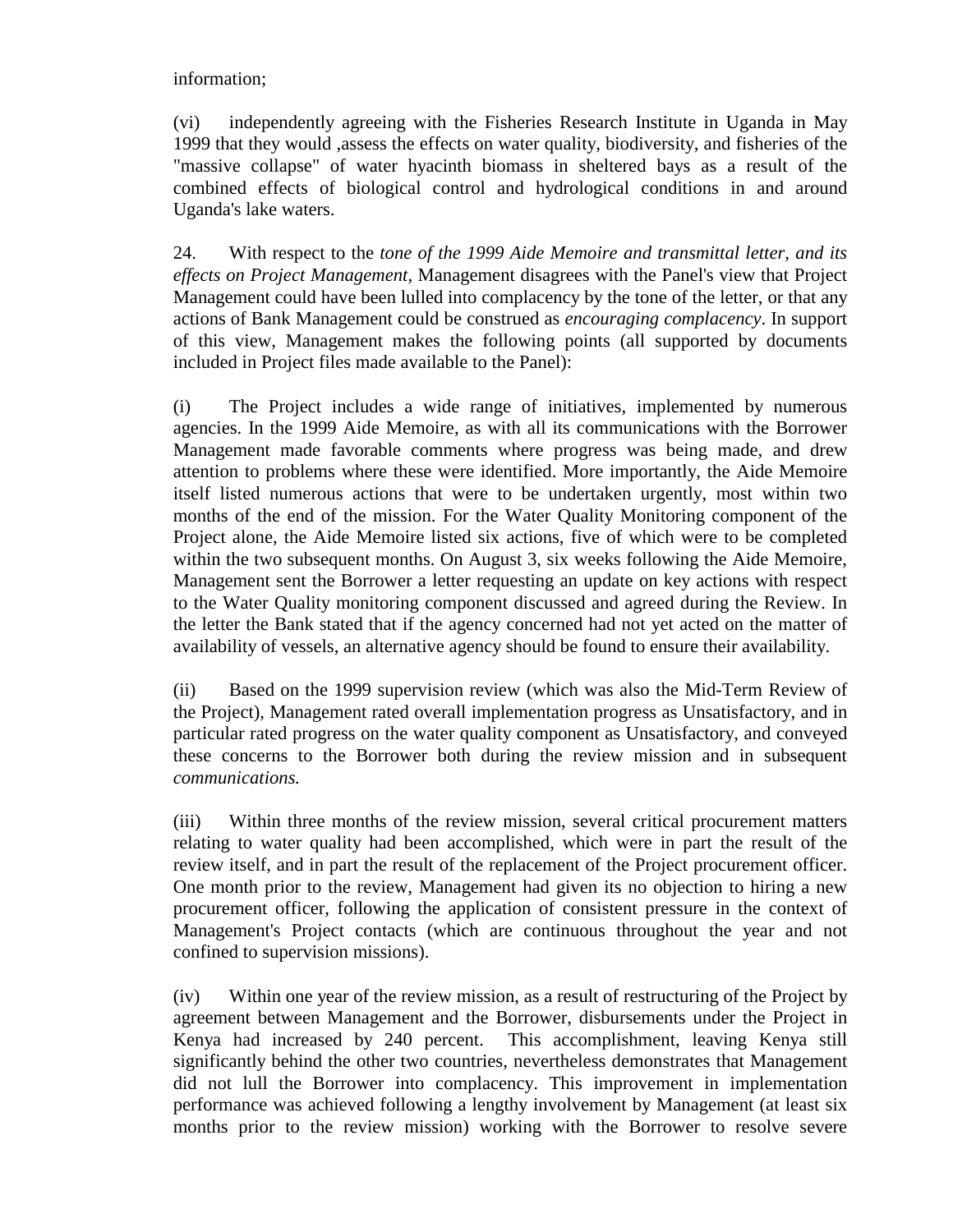information;

(vi) independently agreeing with the Fisheries Research Institute in Uganda in May 1999 that they would ,assess the effects on water quality, biodiversity, and fisheries of the "massive collapse" of water hyacinth biomass in sheltered bays as a result of the combined effects of biological control and hydrological conditions in and around Uganda's lake waters.

24. With respect to the *tone of the 1999 Aide Memoire and transmittal letter, and its effects on Project Management,* Management disagrees with the Panel's view that Project Management could have been lulled into complacency by the tone of the letter, or that any actions of Bank Management could be construed as *encouraging complacency*. In support of this view, Management makes the following points (all supported by documents included in Project files made available to the Panel):

(i) The Project includes a wide range of initiatives, implemented by numerous agencies. In the 1999 Aide Memoire, as with all its communications with the Borrower Management made favorable comments where progress was being made, and drew attention to problems where these were identified. More importantly, the Aide Memoire itself listed numerous actions that were to be undertaken urgently, most within two months of the end of the mission. For the Water Quality Monitoring component of the Project alone, the Aide Memoire listed six actions, five of which were to be completed within the two subsequent months. On August 3, six weeks following the Aide Memoire, Management sent the Borrower a letter requesting an update on key actions with respect to the Water Quality monitoring component discussed and agreed during the Review. In the letter the Bank stated that if the agency concerned had not yet acted on the matter of availability of vessels, an alternative agency should be found to ensure their availability.

(ii) Based on the 1999 supervision review (which was also the Mid-Term Review of the Project), Management rated overall implementation progress as Unsatisfactory, and in particular rated progress on the water quality component as Unsatisfactory, and conveyed these concerns to the Borrower both during the review mission and in subsequent *communications.*

(iii) Within three months of the review mission, several critical procurement matters relating to water quality had been accomplished, which were in part the result of the review itself, and in part the result of the replacement of the Project procurement officer. One month prior to the review, Management had given its no objection to hiring a new procurement officer, following the application of consistent pressure in the context of Management's Project contacts (which are continuous throughout the year and not confined to supervision missions).

(iv) Within one year of the review mission, as a result of restructuring of the Project by agreement between Management and the Borrower, disbursements under the Project in Kenya had increased by 240 percent. This accomplishment, leaving Kenya still significantly behind the other two countries, nevertheless demonstrates that Management did not lull the Borrower into complacency. This improvement in implementation performance was achieved following a lengthy involvement by Management (at least six months prior to the review mission) working with the Borrower to resolve severe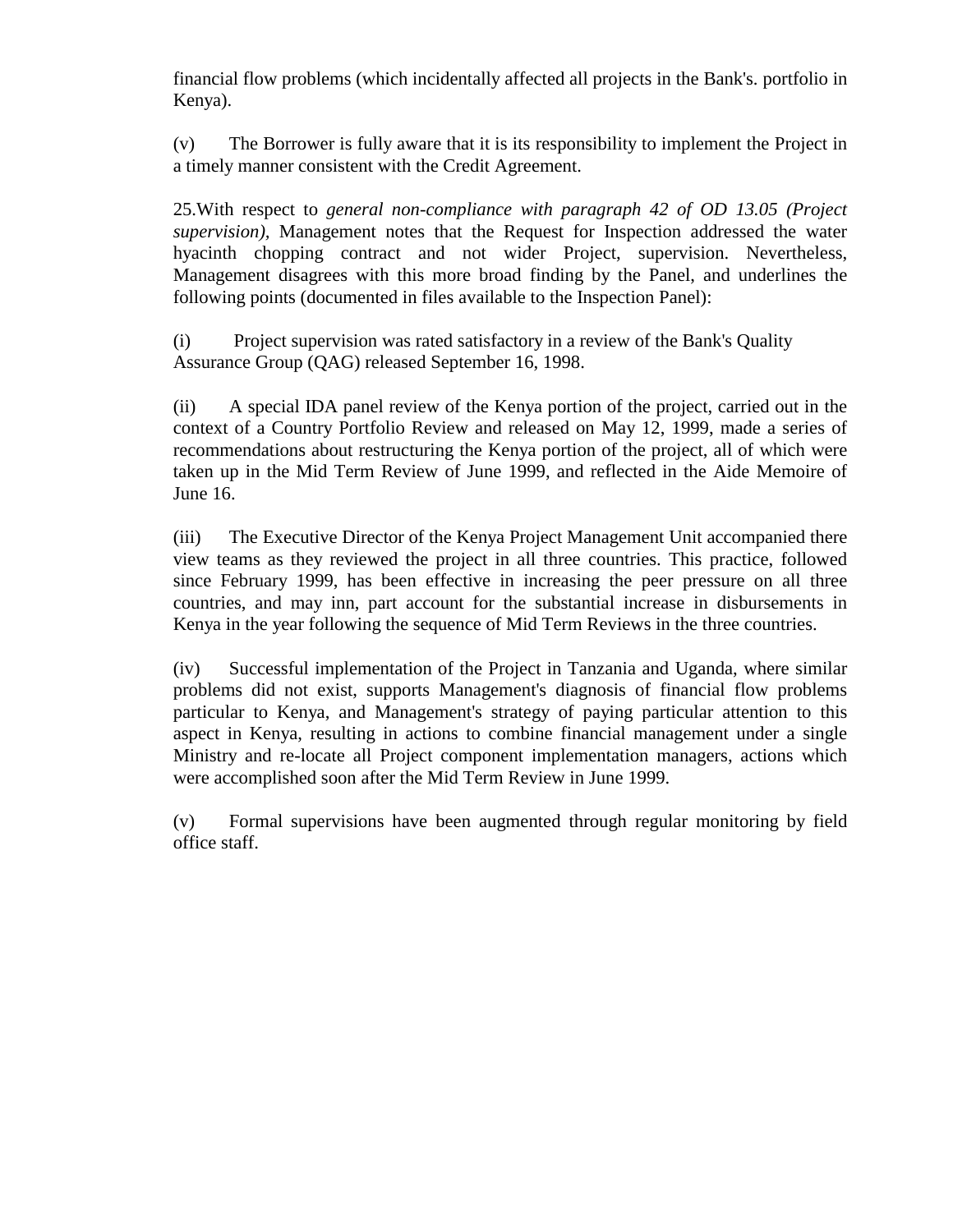financial flow problems (which incidentally affected all projects in the Bank's. portfolio in Kenya).

(v) The Borrower is fully aware that it is its responsibility to implement the Project in a timely manner consistent with the Credit Agreement.

25.With respect to *general non-compliance with paragraph 42 of OD 13.05 (Project supervision),* Management notes that the Request for Inspection addressed the water hyacinth chopping contract and not wider Project, supervision. Nevertheless, Management disagrees with this more broad finding by the Panel, and underlines the following points (documented in files available to the Inspection Panel):

(i) Project supervision was rated satisfactory in a review of the Bank's Quality Assurance Group (QAG) released September 16, 1998.

(ii) A special IDA panel review of the Kenya portion of the project, carried out in the context of a Country Portfolio Review and released on May 12, 1999, made a series of recommendations about restructuring the Kenya portion of the project, all of which were taken up in the Mid Term Review of June 1999, and reflected in the Aide Memoire of June 16.

(iii) The Executive Director of the Kenya Project Management Unit accompanied there view teams as they reviewed the project in all three countries. This practice, followed since February 1999, has been effective in increasing the peer pressure on all three countries, and may inn, part account for the substantial increase in disbursements in Kenya in the year following the sequence of Mid Term Reviews in the three countries.

(iv) Successful implementation of the Project in Tanzania and Uganda, where similar problems did not exist, supports Management's diagnosis of financial flow problems particular to Kenya, and Management's strategy of paying particular attention to this aspect in Kenya, resulting in actions to combine financial management under a single Ministry and re-locate all Project component implementation managers, actions which were accomplished soon after the Mid Term Review in June 1999.

(v) Formal supervisions have been augmented through regular monitoring by field office staff.